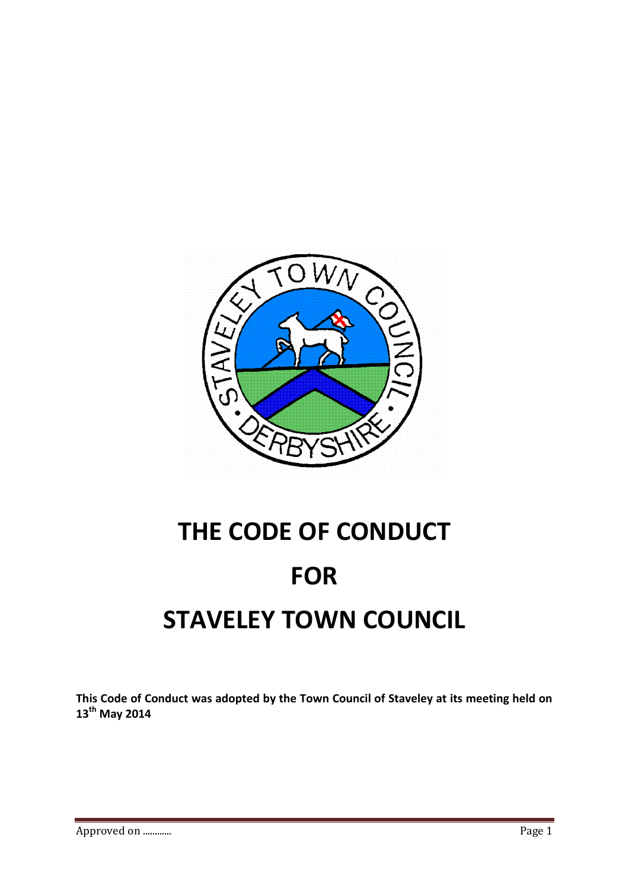# THE CODE OF CONDUCT

# FOR

# STAVELEY TOWN COUNCIL

**This Code of Conduct was adopted by the Town Council of Staveley at its meeting held on 13th May 2014**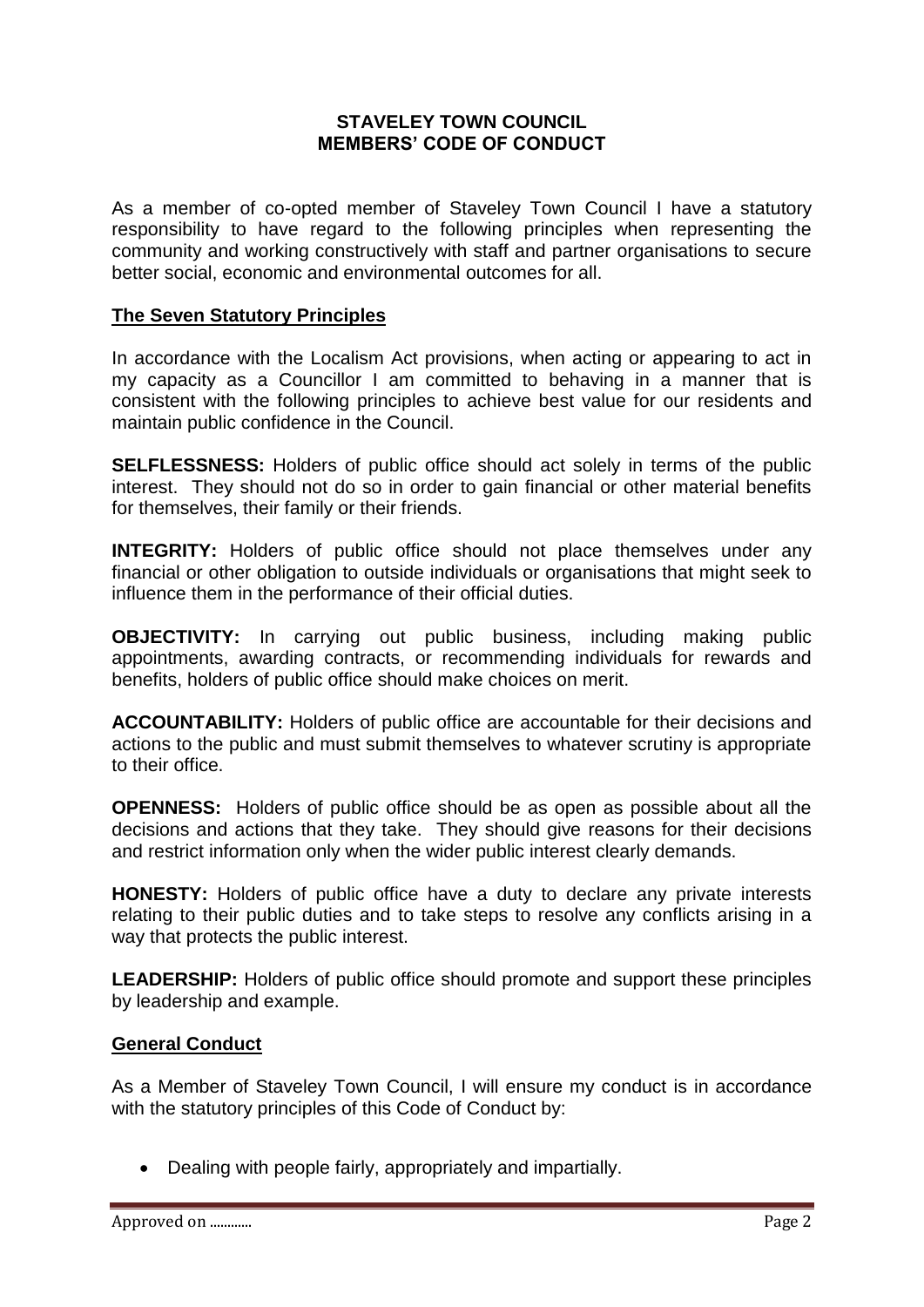**STAVELEY TOWN COUNCIL**
**MEMBERS' CODE OF CONDUCT**

As a member of co-opted member of Staveley Town Council I have a statutory responsibility to have regard to the following principles when representing the community and working constructively with staff and partner organisations to secure better social, economic and environmental outcomes for all.

## The Seven Statutory Principles

In accordance with the Localism Act provisions, when acting or appearing to act in my capacity as a Councillor I am committed to behaving in a manner that is consistent with the following principles to achieve best value for our residents and maintain public confidence in the Council.

**SELFLESSNESS:** Holders of public office should act solely in terms of the public interest. They should not do so in order to gain financial or other material benefits for themselves, their family or their friends.

**INTEGRITY:** Holders of public office should not place themselves under any financial or other obligation to outside individuals or organisations that might seek to influence them in the performance of their official duties.

**OBJECTIVITY:** In carrying out public business, including making public appointments, awarding contracts, or recommending individuals for rewards and benefits, holders of public office should make choices on merit.

**ACCOUNTABILITY:** Holders of public office are accountable for their decisions and actions to the public and must submit themselves to whatever scrutiny is appropriate to their office.

**OPENNESS:** Holders of public office should be as open as possible about all the decisions and actions that they take. They should give reasons for their decisions and restrict information only when the wider public interest clearly demands.

**HONESTY:** Holders of public office have a duty to declare any private interests relating to their public duties and to take steps to resolve any conflicts arising in a way that protects the public interest.

**LEADERSHIP:** Holders of public office should promote and support these principles by leadership and example.

## General Conduct

As a Member of Staveley Town Council, I will ensure my conduct is in accordance with the statutory principles of this Code of Conduct by:

- Dealing with people fairly, appropriately and impartially.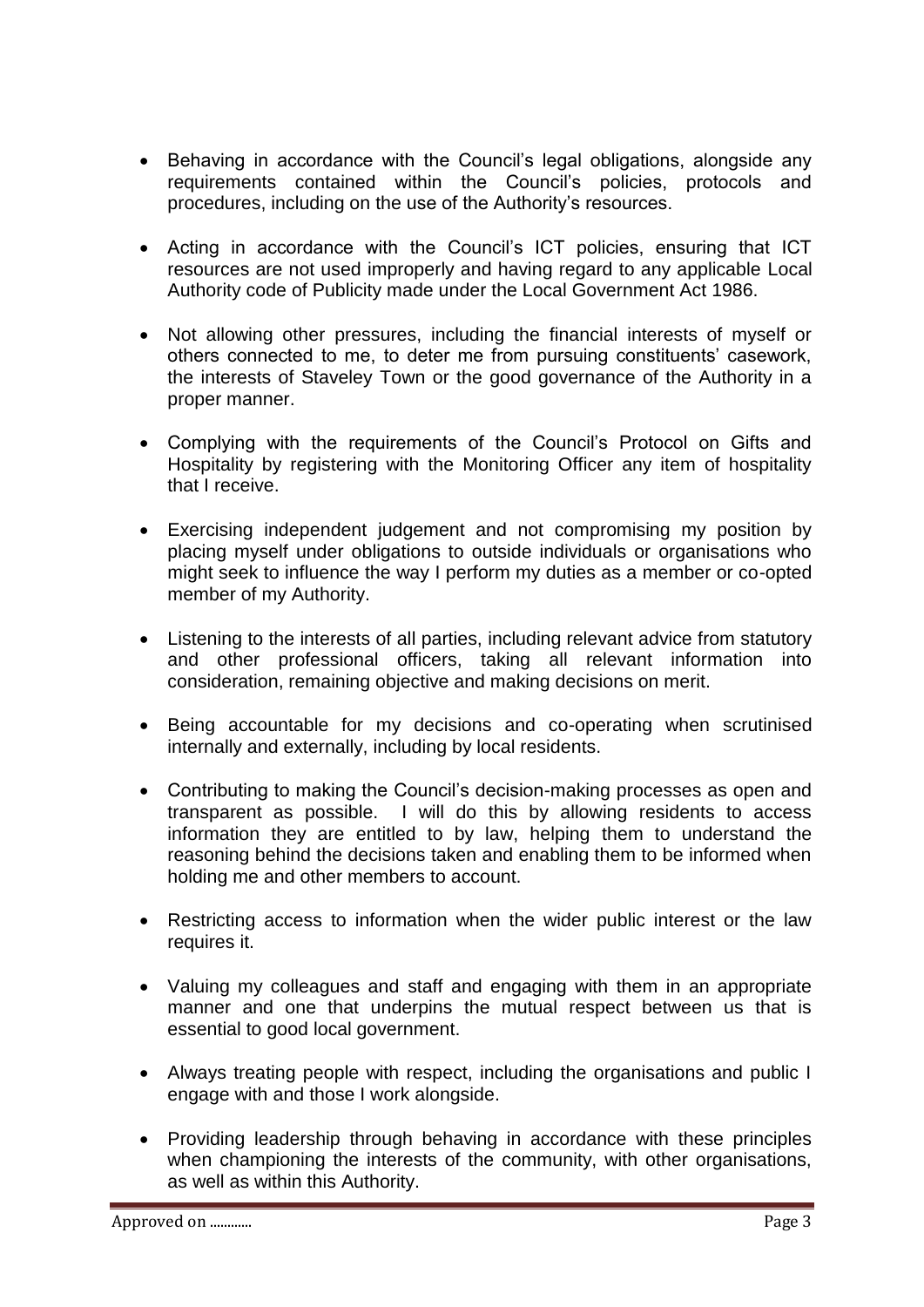- Behaving in accordance with the Council's legal obligations, alongside any requirements contained within the Council's policies, protocols and procedures, including on the use of the Authority's resources.

- Acting in accordance with the Council's ICT policies, ensuring that ICT resources are not used improperly and having regard to any applicable Local Authority code of Publicity made under the Local Government Act 1986.

- Not allowing other pressures, including the financial interests of myself or others connected to me, to deter me from pursuing constituents' casework, the interests of Staveley Town or the good governance of the Authority in a proper manner.

- Complying with the requirements of the Council's Protocol on Gifts and Hospitality by registering with the Monitoring Officer any item of hospitality that I receive.

- Exercising independent judgement and not compromising my position by placing myself under obligations to outside individuals or organisations who might seek to influence the way I perform my duties as a member or co-opted member of my Authority.

- Listening to the interests of all parties, including relevant advice from statutory and other professional officers, taking all relevant information into consideration, remaining objective and making decisions on merit.

- Being accountable for my decisions and co-operating when scrutinised internally and externally, including by local residents.

- Contributing to making the Council's decision-making processes as open and transparent as possible. I will do this by allowing residents to access information they are entitled to by law, helping them to understand the reasoning behind the decisions taken and enabling them to be informed when holding me and other members to account.

- Restricting access to information when the wider public interest or the law requires it.

- Valuing my colleagues and staff and engaging with them in an appropriate manner and one that underpins the mutual respect between us that is essential to good local government.

- Always treating people with respect, including the organisations and public I engage with and those I work alongside.

- Providing leadership through behaving in accordance with these principles when championing the interests of the community, with other organisations, as well as within this Authority.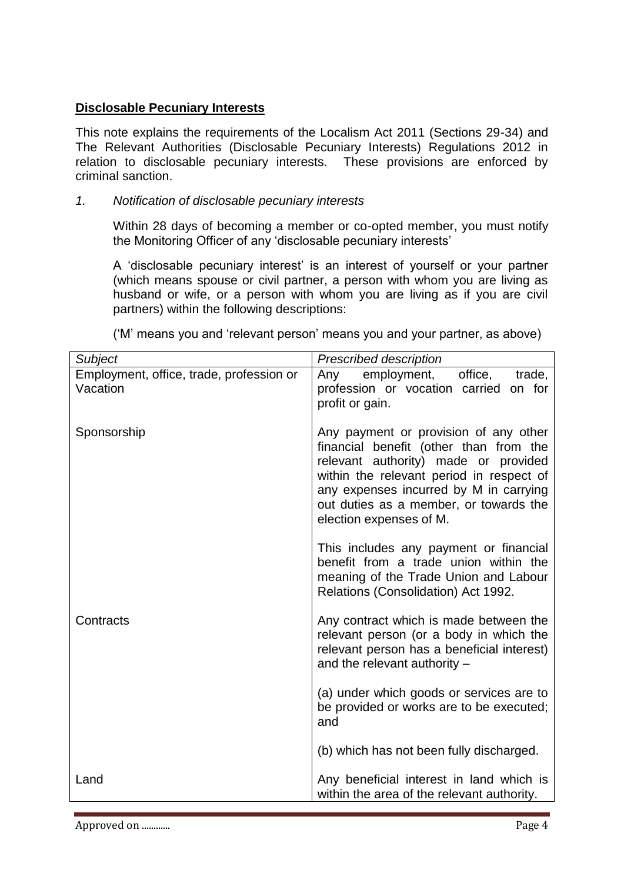**Disclosable Pecuniary Interests**

This note explains the requirements of the Localism Act 2011 (Sections 29-34) and The Relevant Authorities (Disclosable Pecuniary Interests) Regulations 2012 in relation to disclosable pecuniary interests. These provisions are enforced by criminal sanction.

*1. Notification of disclosable pecuniary interests*

Within 28 days of becoming a member or co-opted member, you must notify the Monitoring Officer of any 'disclosable pecuniary interests'

A 'disclosable pecuniary interest' is an interest of yourself or your partner (which means spouse or civil partner, a person with whom you are living as husband or wife, or a person with whom you are living as if you are civil partners) within the following descriptions:

('M' means you and 'relevant person' means you and your partner, as above)

| *Subject* | *Prescribed description* |
|---|---|
| Employment, office, trade, profession or Vacation | Any employment, office, trade, profession or vocation carried on for profit or gain. |
| Sponsorship | Any payment or provision of any other financial benefit (other than from the relevant authority) made or provided within the relevant period in respect of any expenses incurred by M in carrying out duties as a member, or towards the election expenses of M.<br><br>This includes any payment or financial benefit from a trade union within the meaning of the Trade Union and Labour Relations (Consolidation) Act 1992. |
| Contracts | Any contract which is made between the relevant person (or a body in which the relevant person has a beneficial interest) and the relevant authority –<br><br>(a) under which goods or services are to be provided or works are to be executed; and<br><br>(b) which has not been fully discharged. |
| Land | Any beneficial interest in land which is within the area of the relevant authority. |

Approved on ............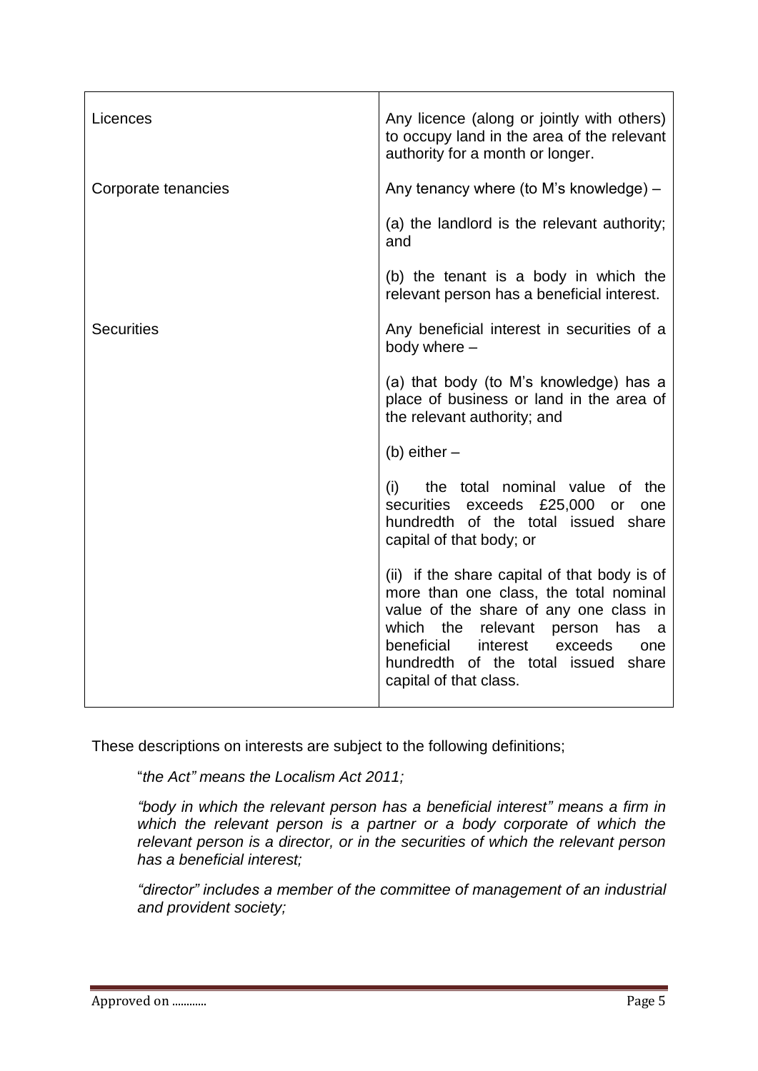| | |
|---|---|
| Licences | Any licence (along or jointly with others) to occupy land in the area of the relevant authority for a month or longer. |
| Corporate tenancies | Any tenancy where (to M's knowledge) –<br><br>(a) the landlord is the relevant authority; and<br><br>(b) the tenant is a body in which the relevant person has a beneficial interest. |
| Securities | Any beneficial interest in securities of a body where –<br><br>(a) that body (to M's knowledge) has a place of business or land in the area of the relevant authority; and<br><br>(b) either –<br><br>(i) the total nominal value of the securities exceeds £25,000 or one hundredth of the total issued share capital of that body; or<br><br>(ii) if the share capital of that body is of more than one class, the total nominal value of the share of any one class in which the relevant person has a beneficial interest exceeds one hundredth of the total issued share capital of that class. |

These descriptions on interests are subject to the following definitions;

> "*the Act" means the Localism Act 2011;*
>
> *"body in which the relevant person has a beneficial interest" means a firm in which the relevant person is a partner or a body corporate of which the relevant person is a director, or in the securities of which the relevant person has a beneficial interest;*
>
> *"director" includes a member of the committee of management of an industrial and provident society;*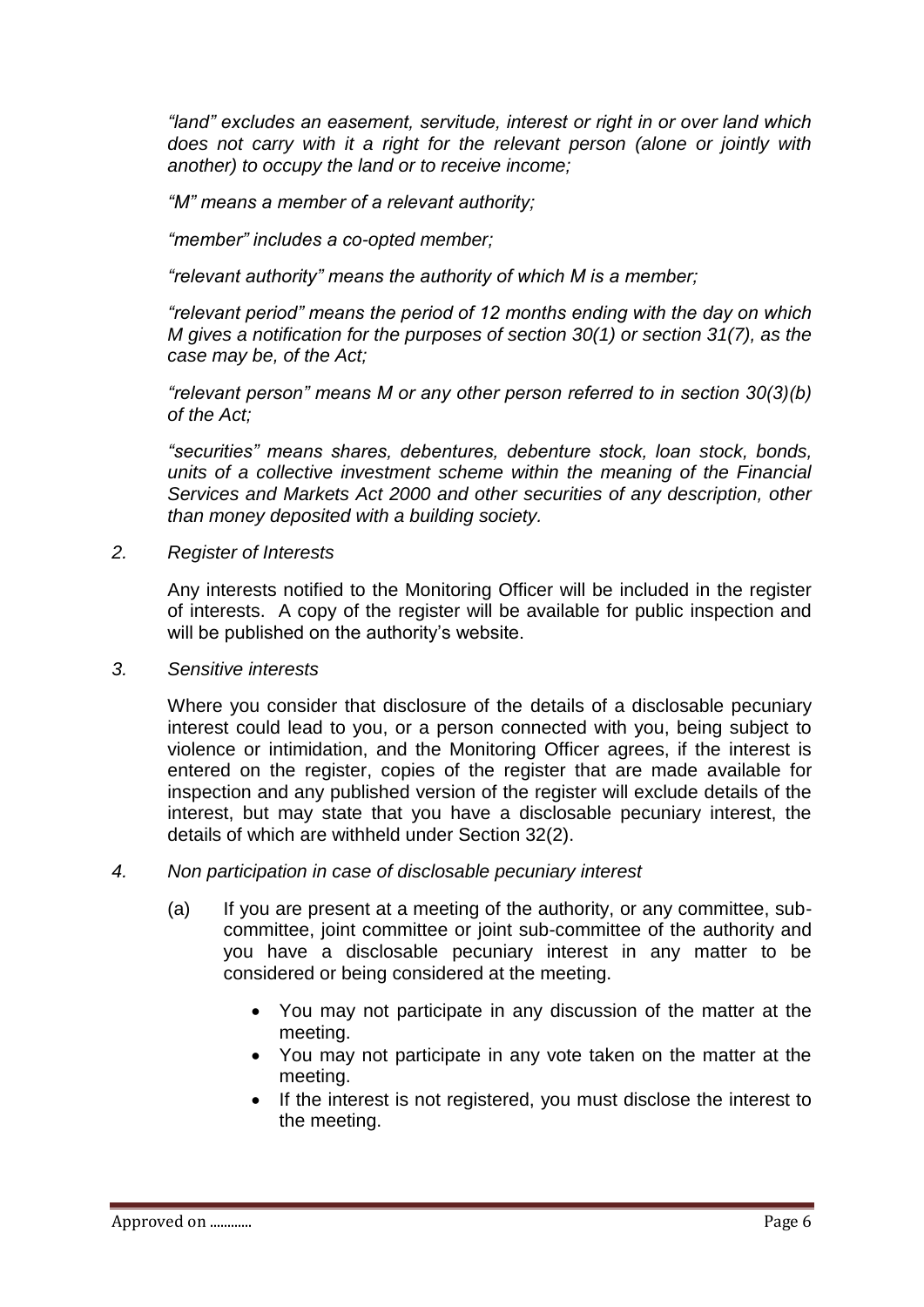*"land" excludes an easement, servitude, interest or right in or over land which does not carry with it a right for the relevant person (alone or jointly with another) to occupy the land or to receive income;*

*"M" means a member of a relevant authority;*

*"member" includes a co-opted member;*

*"relevant authority" means the authority of which M is a member;*

*"relevant period" means the period of 12 months ending with the day on which M gives a notification for the purposes of section 30(1) or section 31(7), as the case may be, of the Act;*

*"relevant person" means M or any other person referred to in section 30(3)(b) of the Act;*

*"securities" means shares, debentures, debenture stock, loan stock, bonds, units of a collective investment scheme within the meaning of the Financial Services and Markets Act 2000 and other securities of any description, other than money deposited with a building society.*

*2. Register of Interests*

Any interests notified to the Monitoring Officer will be included in the register of interests. A copy of the register will be available for public inspection and will be published on the authority's website.

*3. Sensitive interests*

Where you consider that disclosure of the details of a disclosable pecuniary interest could lead to you, or a person connected with you, being subject to violence or intimidation, and the Monitoring Officer agrees, if the interest is entered on the register, copies of the register that are made available for inspection and any published version of the register will exclude details of the interest, but may state that you have a disclosable pecuniary interest, the details of which are withheld under Section 32(2).

*4. Non participation in case of disclosable pecuniary interest*

(a) If you are present at a meeting of the authority, or any committee, sub-committee, joint committee or joint sub-committee of the authority and you have a disclosable pecuniary interest in any matter to be considered or being considered at the meeting.

- You may not participate in any discussion of the matter at the meeting.
- You may not participate in any vote taken on the matter at the meeting.
- If the interest is not registered, you must disclose the interest to the meeting.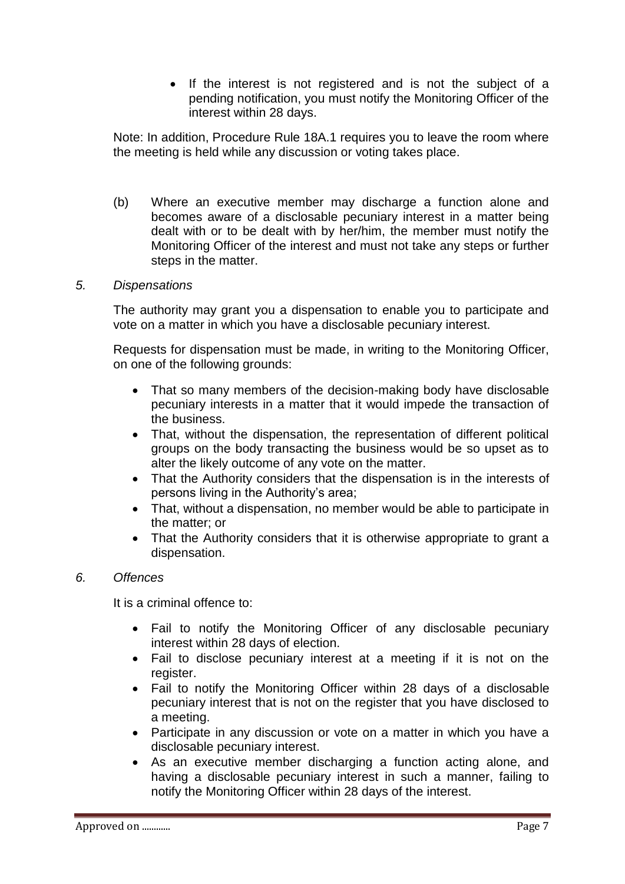- If the interest is not registered and is not the subject of a pending notification, you must notify the Monitoring Officer of the interest within 28 days.

Note: In addition, Procedure Rule 18A.1 requires you to leave the room where the meeting is held while any discussion or voting takes place.

(b) Where an executive member may discharge a function alone and becomes aware of a disclosable pecuniary interest in a matter being dealt with or to be dealt with by her/him, the member must notify the Monitoring Officer of the interest and must not take any steps or further steps in the matter.

*5. Dispensations*

The authority may grant you a dispensation to enable you to participate and vote on a matter in which you have a disclosable pecuniary interest.

Requests for dispensation must be made, in writing to the Monitoring Officer, on one of the following grounds:

- That so many members of the decision-making body have disclosable pecuniary interests in a matter that it would impede the transaction of the business.
- That, without the dispensation, the representation of different political groups on the body transacting the business would be so upset as to alter the likely outcome of any vote on the matter.
- That the Authority considers that the dispensation is in the interests of persons living in the Authority's area;
- That, without a dispensation, no member would be able to participate in the matter; or
- That the Authority considers that it is otherwise appropriate to grant a dispensation.

*6. Offences*

It is a criminal offence to:

- Fail to notify the Monitoring Officer of any disclosable pecuniary interest within 28 days of election.
- Fail to disclose pecuniary interest at a meeting if it is not on the register.
- Fail to notify the Monitoring Officer within 28 days of a disclosable pecuniary interest that is not on the register that you have disclosed to a meeting.
- Participate in any discussion or vote on a matter in which you have a disclosable pecuniary interest.
- As an executive member discharging a function acting alone, and having a disclosable pecuniary interest in such a manner, failing to notify the Monitoring Officer within 28 days of the interest.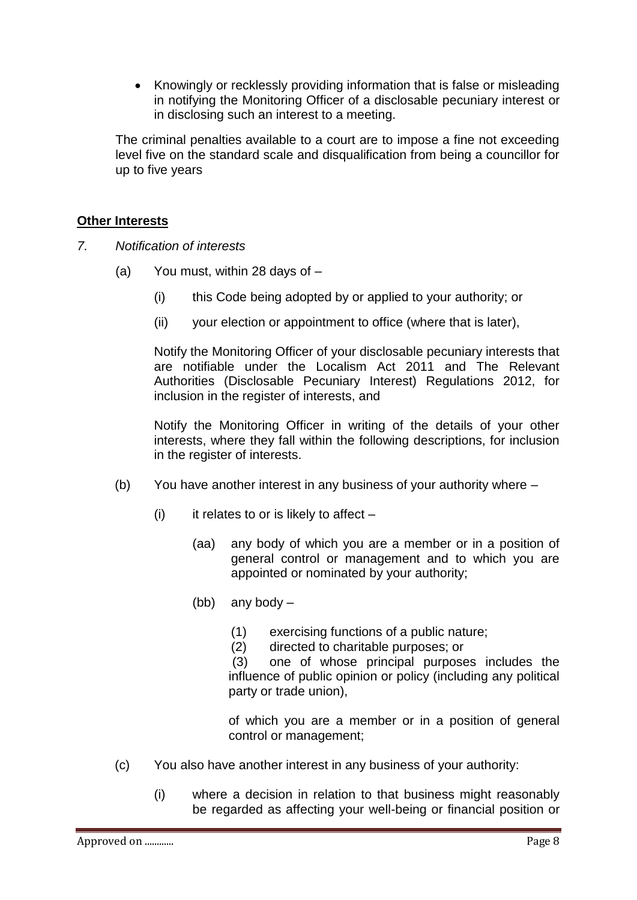- Knowingly or recklessly providing information that is false or misleading in notifying the Monitoring Officer of a disclosable pecuniary interest or in disclosing such an interest to a meeting.

The criminal penalties available to a court are to impose a fine not exceeding level five on the standard scale and disqualification from being a councillor for up to five years

**Other Interests**

7. *Notification of interests*

   (a) You must, within 28 days of –

      (i) this Code being adopted by or applied to your authority; or

      (ii) your election or appointment to office (where that is later),

   Notify the Monitoring Officer of your disclosable pecuniary interests that are notifiable under the Localism Act 2011 and The Relevant Authorities (Disclosable Pecuniary Interest) Regulations 2012, for inclusion in the register of interests, and

   Notify the Monitoring Officer in writing of the details of your other interests, where they fall within the following descriptions, for inclusion in the register of interests.

   (b) You have another interest in any business of your authority where –

      (i) it relates to or is likely to affect –

         (aa) any body of which you are a member or in a position of general control or management and to which you are appointed or nominated by your authority;

         (bb) any body –

            (1) exercising functions of a public nature;
            (2) directed to charitable purposes; or
            (3) one of whose principal purposes includes the influence of public opinion or policy (including any political party or trade union),

            of which you are a member or in a position of general control or management;

   (c) You also have another interest in any business of your authority:

      (i) where a decision in relation to that business might reasonably be regarded as affecting your well-being or financial position or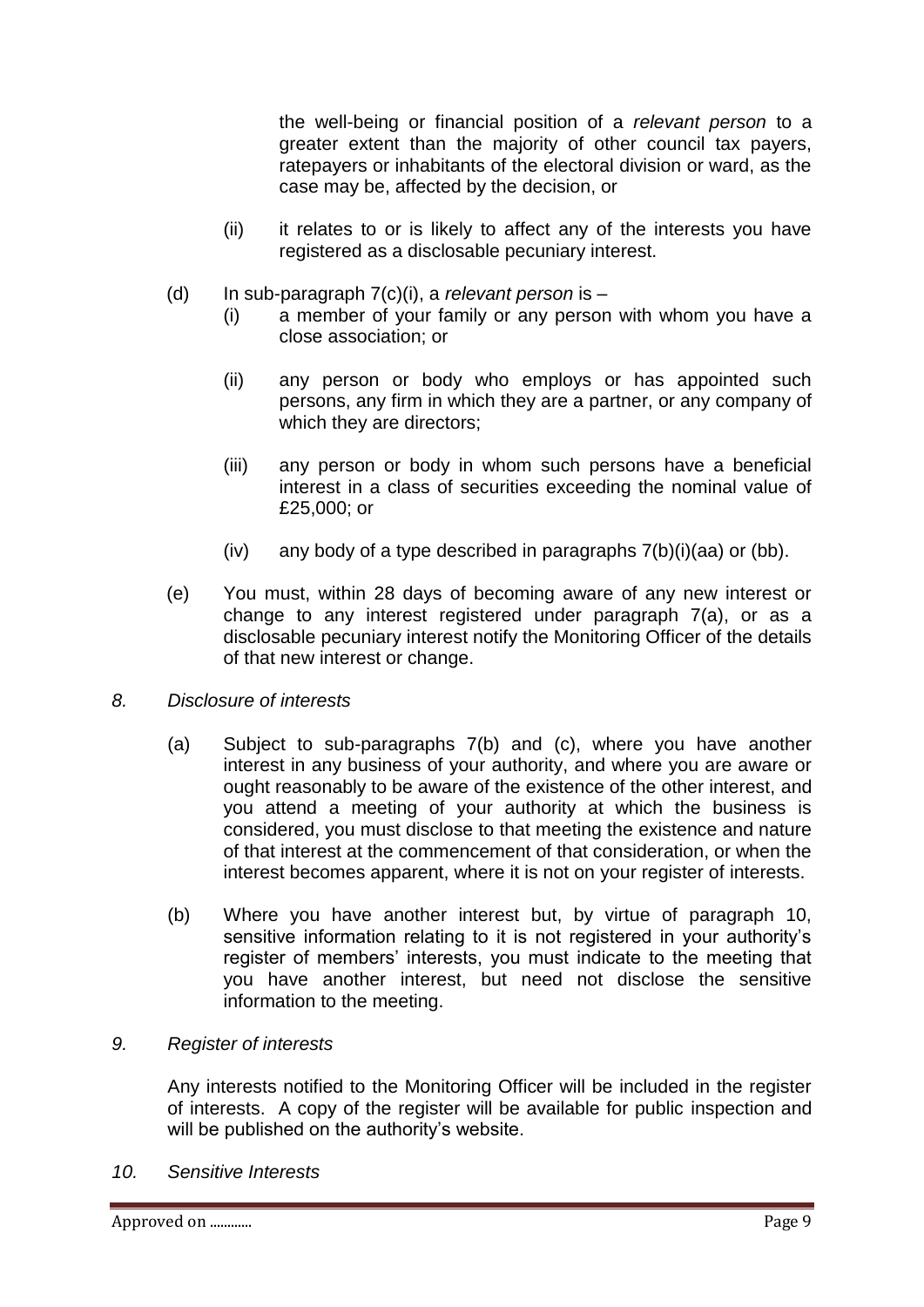the well-being or financial position of a *relevant person* to a greater extent than the majority of other council tax payers, ratepayers or inhabitants of the electoral division or ward, as the case may be, affected by the decision, or

(ii) it relates to or is likely to affect any of the interests you have registered as a disclosable pecuniary interest.

(d) In sub-paragraph 7(c)(i), a *relevant person* is –

(i) a member of your family or any person with whom you have a close association; or

(ii) any person or body who employs or has appointed such persons, any firm in which they are a partner, or any company of which they are directors;

(iii) any person or body in whom such persons have a beneficial interest in a class of securities exceeding the nominal value of £25,000; or

(iv) any body of a type described in paragraphs 7(b)(i)(aa) or (bb).

(e) You must, within 28 days of becoming aware of any new interest or change to any interest registered under paragraph 7(a), or as a disclosable pecuniary interest notify the Monitoring Officer of the details of that new interest or change.

*8. Disclosure of interests*

(a) Subject to sub-paragraphs 7(b) and (c), where you have another interest in any business of your authority, and where you are aware or ought reasonably to be aware of the existence of the other interest, and you attend a meeting of your authority at which the business is considered, you must disclose to that meeting the existence and nature of that interest at the commencement of that consideration, or when the interest becomes apparent, where it is not on your register of interests.

(b) Where you have another interest but, by virtue of paragraph 10, sensitive information relating to it is not registered in your authority's register of members' interests, you must indicate to the meeting that you have another interest, but need not disclose the sensitive information to the meeting.

*9. Register of interests*

Any interests notified to the Monitoring Officer will be included in the register of interests. A copy of the register will be available for public inspection and will be published on the authority's website.

*10. Sensitive Interests*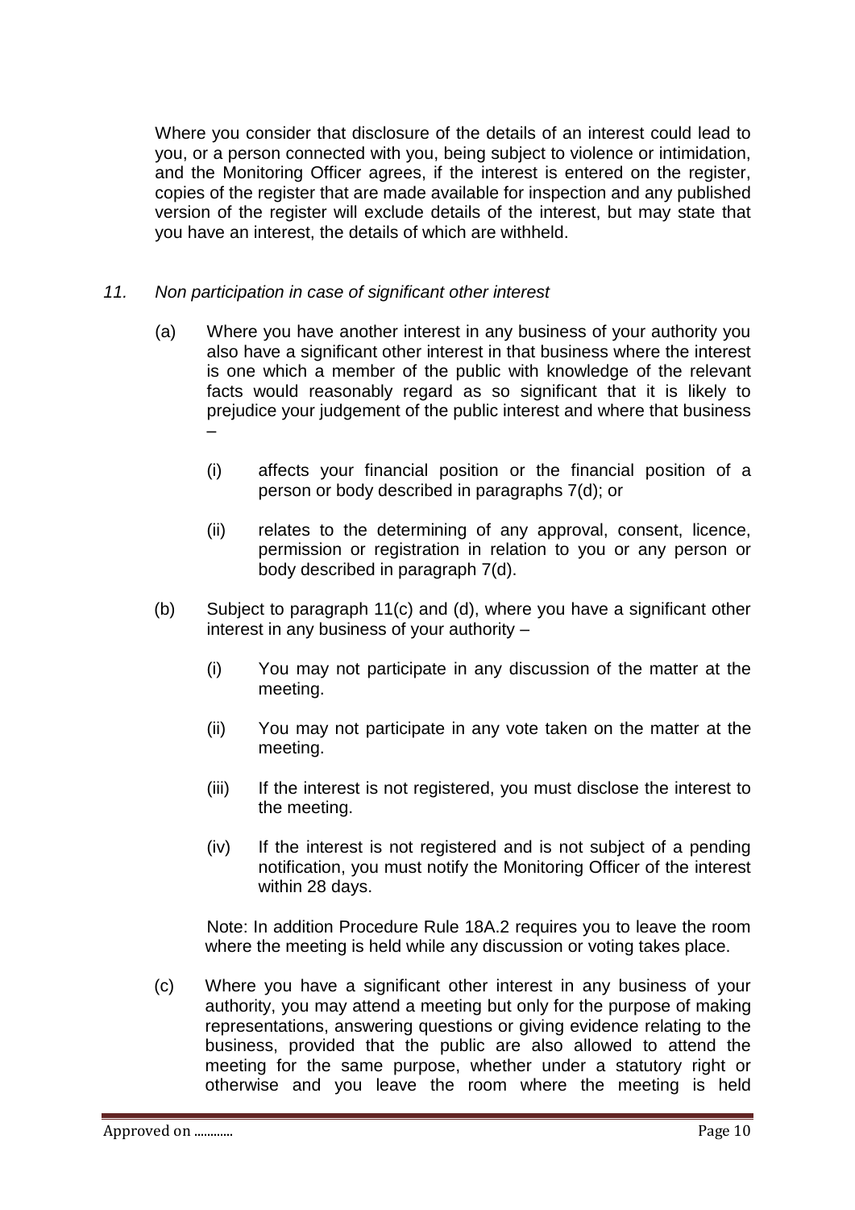Where you consider that disclosure of the details of an interest could lead to you, or a person connected with you, being subject to violence or intimidation, and the Monitoring Officer agrees, if the interest is entered on the register, copies of the register that are made available for inspection and any published version of the register will exclude details of the interest, but may state that you have an interest, the details of which are withheld.

*11. Non participation in case of significant other interest*

(a) Where you have another interest in any business of your authority you also have a significant other interest in that business where the interest is one which a member of the public with knowledge of the relevant facts would reasonably regard as so significant that it is likely to prejudice your judgement of the public interest and where that business –

  (i) affects your financial position or the financial position of a person or body described in paragraphs 7(d); or

  (ii) relates to the determining of any approval, consent, licence, permission or registration in relation to you or any person or body described in paragraph 7(d).

(b) Subject to paragraph 11(c) and (d), where you have a significant other interest in any business of your authority –

  (i) You may not participate in any discussion of the matter at the meeting.

  (ii) You may not participate in any vote taken on the matter at the meeting.

  (iii) If the interest is not registered, you must disclose the interest to the meeting.

  (iv) If the interest is not registered and is not subject of a pending notification, you must notify the Monitoring Officer of the interest within 28 days.

  Note: In addition Procedure Rule 18A.2 requires you to leave the room where the meeting is held while any discussion or voting takes place.

(c) Where you have a significant other interest in any business of your authority, you may attend a meeting but only for the purpose of making representations, answering questions or giving evidence relating to the business, provided that the public are also allowed to attend the meeting for the same purpose, whether under a statutory right or otherwise and you leave the room where the meeting is held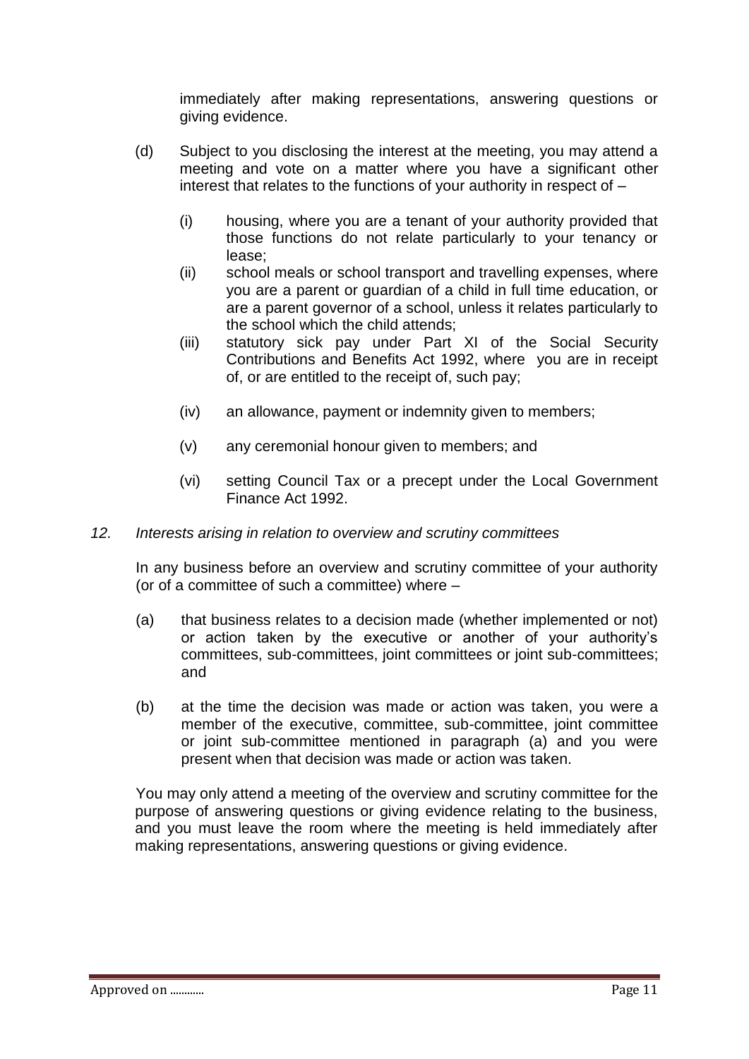immediately after making representations, answering questions or giving evidence.

(d) Subject to you disclosing the interest at the meeting, you may attend a meeting and vote on a matter where you have a significant other interest that relates to the functions of your authority in respect of –

  (i) housing, where you are a tenant of your authority provided that those functions do not relate particularly to your tenancy or lease;
  (ii) school meals or school transport and travelling expenses, where you are a parent or guardian of a child in full time education, or are a parent governor of a school, unless it relates particularly to the school which the child attends;
  (iii) statutory sick pay under Part XI of the Social Security Contributions and Benefits Act 1992, where you are in receipt of, or are entitled to the receipt of, such pay;
  (iv) an allowance, payment or indemnity given to members;
  (v) any ceremonial honour given to members; and
  (vi) setting Council Tax or a precept under the Local Government Finance Act 1992.

*12. Interests arising in relation to overview and scrutiny committees*

In any business before an overview and scrutiny committee of your authority (or of a committee of such a committee) where –

(a) that business relates to a decision made (whether implemented or not) or action taken by the executive or another of your authority's committees, sub-committees, joint committees or joint sub-committees; and

(b) at the time the decision was made or action was taken, you were a member of the executive, committee, sub-committee, joint committee or joint sub-committee mentioned in paragraph (a) and you were present when that decision was made or action was taken.

You may only attend a meeting of the overview and scrutiny committee for the purpose of answering questions or giving evidence relating to the business, and you must leave the room where the meeting is held immediately after making representations, answering questions or giving evidence.

Approved on ............